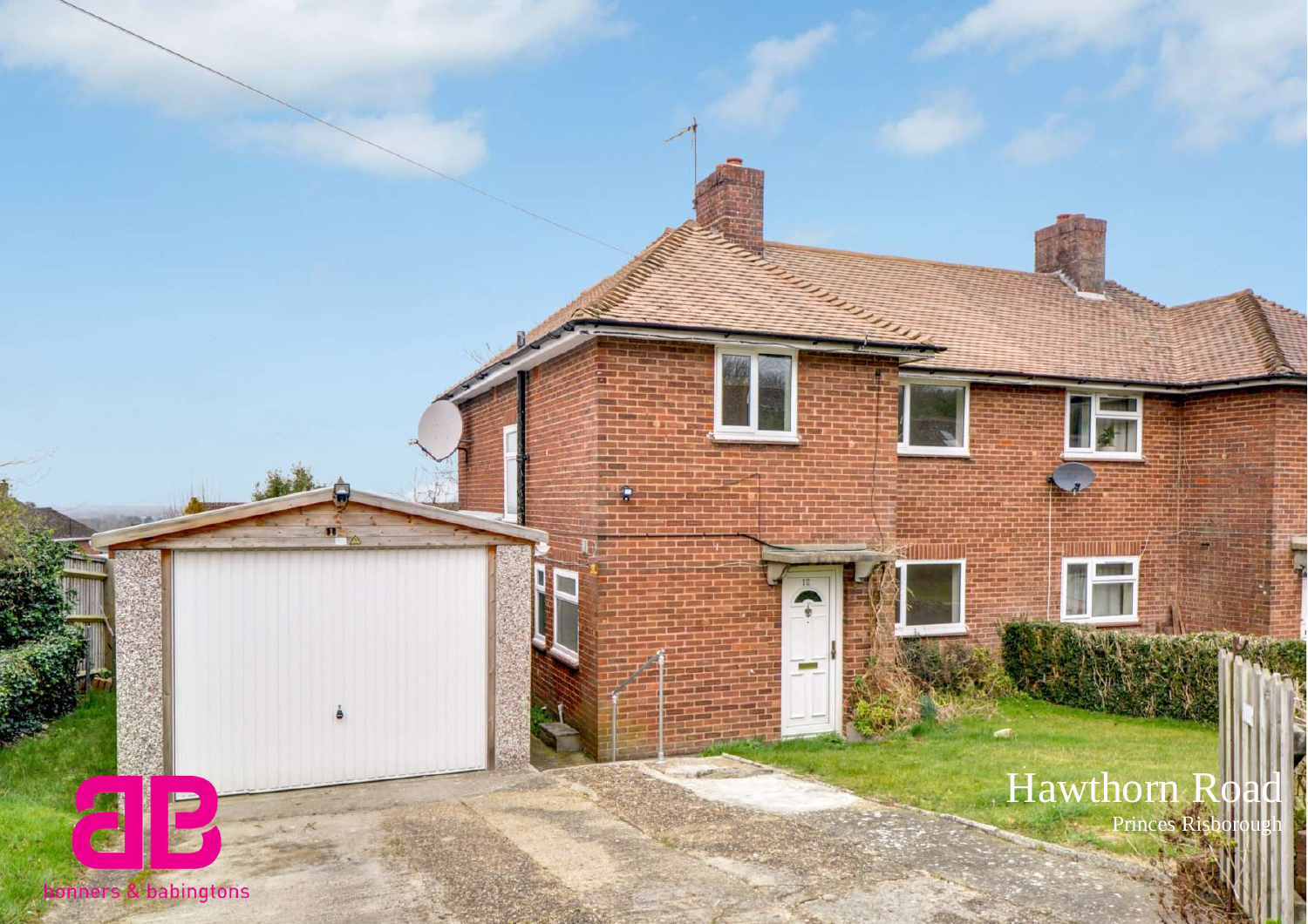bonners & babingtons

# Hawthorn Road

Princes Risborough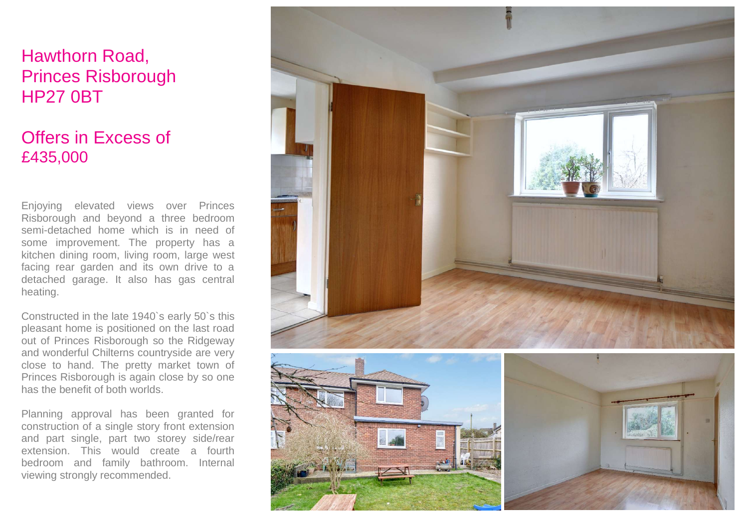# Hawthorn Road, Princes Risborough HP27 0BT

## Offers in Excess of £435,000

Enjoying elevated views over Princes Risborough and beyond a three bedroom semi-detached home which is in need of some improvement. The property has a kitchen dining room, living room, large west facing rear garden and its own drive to a detached garage. It also has gas central heating.

Constructed in the late 1940`s early 50`s this pleasant home is positioned on the last road out of Princes Risborough so the Ridgeway and wonderful Chilterns countryside are very close to hand. The pretty market town of Princes Risborough is again close by so one has the benefit of both worlds.

Planning approval has been granted for construction of a single story front extension and part single, part two storey side/rear extension. This would create a fourth bedroom and family bathroom. Internal viewing strongly recommended.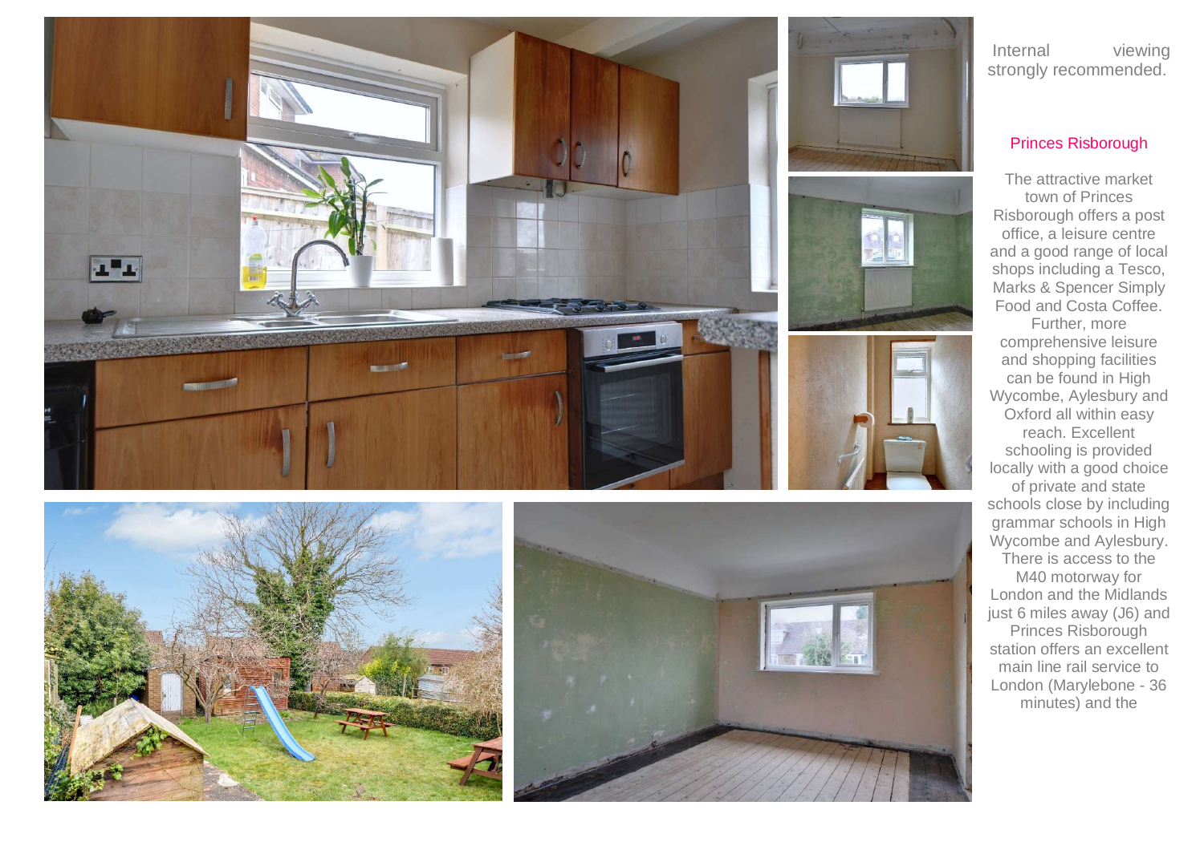Internal viewing strongly recommended.

## Princes Risborough

The attractive market town of Princes Risborough offers a post office, a leisure centre and a good range of local shops including a Tesco, Marks & Spencer Simply Food and Costa Coffee. Further, more comprehensive leisure and shopping facilities can be found in High Wycombe, Aylesbury and Oxford all within easy reach. Excellent schooling is provided locally with a good choice of private and state schools close by including grammar schools in High Wycombe and Aylesbury. There is access to the M40 motorway for London and the Midlands just 6 miles away (J6) and Princes Risborough station offers an excellent main line rail service to London (Marylebone - 36 minutes) and the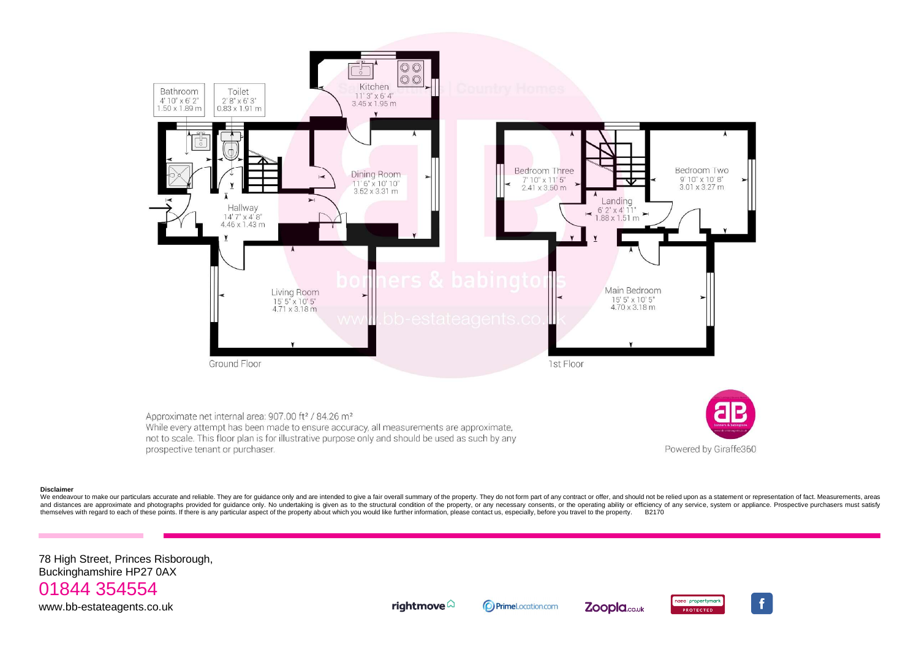Bathroom
4' 10" x 6' 2"
1.50 x 1.89 m

Toilet
2' 8" x 6' 3"
0.83 x 1.91 m

Kitchen
11' 3" x 6' 4"
3.45 x 1.95 m

Dining Room
11' 6" x 10' 10"
3.52 x 3.31 m

Hallway
14' 7" x 4' 8"
4.46 x 1.43 m

Living Room
15' 5" x 10' 5"
4.71 x 3.18 m

Ground Floor

Bedroom Three
7' 10" x 11' 5"
2.41 x 3.50 m

Bedroom Two
9' 10" x 10' 8"
3.01 x 3.27 m

Landing
6' 2" x 4' 11"
1.88 x 1.51 m

Main Bedroom
15' 5" x 10' 5"
4.70 x 3.18 m

1st Floor

Approximate net internal area: 907.00 ft² / 84.26 m²
While every attempt has been made to ensure accuracy, all measurements are approximate, not to scale. This floor plan is for illustrative purpose only and should be used as such by any prospective tenant or purchaser.

Powered by Giraffe360

**Disclaimer**

We endeavour to make our particulars accurate and reliable. They are for guidance only and are intended to give a fair overall summary of the property. They do not form part of any contract or offer, and should not be relied upon as a statement or representation of fact. Measurements, areas and distances are approximate and photographs provided for guidance only. No undertaking is given as to the structural condition of the property, or any necessary consents, or the operating ability or efficiency of any service, system or appliance. Prospective purchasers must satisfy themselves with regard to each of these points. If there is any particular aspect of the property about which you would like further information, please contact us, especially, before you travel to the property. B2170

78 High Street, Princes Risborough,
Buckinghamshire HP27 0AX

01844 354554

www.bb-estateagents.co.uk

rightmove PrimeLocation.com Zoopla.co.uk naea propertymark PROTECTED